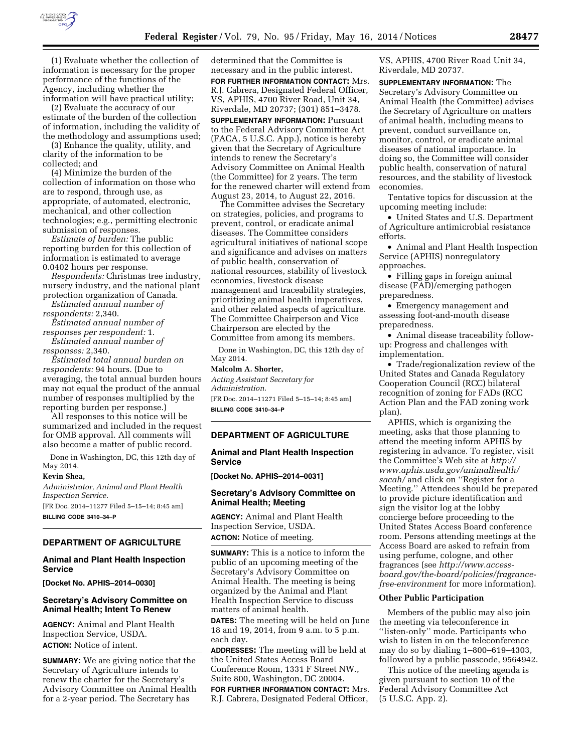(1) Evaluate whether the collection of information is necessary for the proper performance of the functions of the Agency, including whether the information will have practical utility;

(2) Evaluate the accuracy of our estimate of the burden of the collection of information, including the validity of the methodology and assumptions used;

(3) Enhance the quality, utility, and clarity of the information to be collected; and

(4) Minimize the burden of the collection of information on those who are to respond, through use, as appropriate, of automated, electronic, mechanical, and other collection technologies; e.g., permitting electronic submission of responses.

*Estimate of burden:* The public reporting burden for this collection of information is estimated to average 0.0402 hours per response.

*Respondents:* Christmas tree industry, nursery industry, and the national plant protection organization of Canada.

*Estimated annual number of respondents:* 2,340.

*Estimated annual number of responses per respondent:* 1.

*Estimated annual number of responses:* 2,340.

*Estimated total annual burden on respondents:* 94 hours. (Due to averaging, the total annual burden hours may not equal the product of the annual number of responses multiplied by the reporting burden per response.)

All responses to this notice will be summarized and included in the request for OMB approval. All comments will also become a matter of public record.

Done in Washington, DC, this 12th day of May 2014.

**Kevin Shea,**

*Administrator, Animal and Plant Health Inspection Service.*

[FR Doc. 2014–11277 Filed 5–15–14; 8:45 am]

**BILLING CODE 3410–34–P**

## DEPARTMENT OF AGRICULTURE

### Animal and Plant Health Inspection Service

**[Docket No. APHIS–2014–0030]**

### Secretary's Advisory Committee on Animal Health; Intent To Renew

**AGENCY:** Animal and Plant Health Inspection Service, USDA.

**ACTION:** Notice of intent.

**SUMMARY:** We are giving notice that the Secretary of Agriculture intends to renew the charter for the Secretary's Advisory Committee on Animal Health for a 2-year period. The Secretary has determined that the Committee is necessary and in the public interest.

**FOR FURTHER INFORMATION CONTACT:** Mrs. R.J. Cabrera, Designated Federal Officer, VS, APHIS, 4700 River Road, Unit 34, Riverdale, MD 20737; (301) 851–3478.

**SUPPLEMENTARY INFORMATION:** Pursuant to the Federal Advisory Committee Act (FACA, 5 U.S.C. App.), notice is hereby given that the Secretary of Agriculture intends to renew the Secretary's Advisory Committee on Animal Health (the Committee) for 2 years. The term for the renewed charter will extend from August 23, 2014, to August 22, 2016.

The Committee advises the Secretary on strategies, policies, and programs to prevent, control, or eradicate animal diseases. The Committee considers agricultural initiatives of national scope and significance and advises on matters of public health, conservation of national resources, stability of livestock economies, livestock disease management and traceability strategies, prioritizing animal health imperatives, and other related aspects of agriculture. The Committee Chairperson and Vice Chairperson are elected by the Committee from among its members.

Done in Washington, DC, this 12th day of May 2014.

**Malcolm A. Shorter,**

*Acting Assistant Secretary for Administration.*

[FR Doc. 2014–11271 Filed 5–15–14; 8:45 am]

**BILLING CODE 3410–34–P**

## DEPARTMENT OF AGRICULTURE

### Animal and Plant Health Inspection Service

**[Docket No. APHIS–2014–0031]**

### Secretary's Advisory Committee on Animal Health; Meeting

**AGENCY:** Animal and Plant Health Inspection Service, USDA.

**ACTION:** Notice of meeting.

**SUMMARY:** This is a notice to inform the public of an upcoming meeting of the Secretary's Advisory Committee on Animal Health. The meeting is being organized by the Animal and Plant Health Inspection Service to discuss matters of animal health.

**DATES:** The meeting will be held on June 18 and 19, 2014, from 9 a.m. to 5 p.m. each day.

**ADDRESSES:** The meeting will be held at the United States Access Board Conference Room, 1331 F Street NW., Suite 800, Washington, DC 20004.

**FOR FURTHER INFORMATION CONTACT:** Mrs. R.J. Cabrera, Designated Federal Officer, VS, APHIS, 4700 River Road Unit 34, Riverdale, MD 20737.

**SUPPLEMENTARY INFORMATION:** The Secretary's Advisory Committee on Animal Health (the Committee) advises the Secretary of Agriculture on matters of animal health, including means to prevent, conduct surveillance on, monitor, control, or eradicate animal diseases of national importance. In doing so, the Committee will consider public health, conservation of natural resources, and the stability of livestock economies.

Tentative topics for discussion at the upcoming meeting include:

- United States and U.S. Department of Agriculture antimicrobial resistance efforts.
- Animal and Plant Health Inspection Service (APHIS) nonregulatory approaches.
- Filling gaps in foreign animal disease (FAD)/emerging pathogen preparedness.
- Emergency management and assessing foot-and-mouth disease preparedness.
- Animal disease traceability follow-up: Progress and challenges with implementation.
- Trade/regionalization review of the United States and Canada Regulatory Cooperation Council (RCC) bilateral recognition of zoning for FADs (RCC Action Plan and the FAD zoning work plan).

APHIS, which is organizing the meeting, asks that those planning to attend the meeting inform APHIS by registering in advance. To register, visit the Committee's Web site at *http://www.aphis.usda.gov/animalhealth/sacah/* and click on ''Register for a Meeting.'' Attendees should be prepared to provide picture identification and sign the visitor log at the lobby concierge before proceeding to the United States Access Board conference room. Persons attending meetings at the Access Board are asked to refrain from using perfume, cologne, and other fragrances (see *http://www.access-board.gov/the-board/policies/fragrance-free-environment* for more information).

#### Other Public Participation

Members of the public may also join the meeting via teleconference in ''listen-only'' mode. Participants who wish to listen in on the teleconference may do so by dialing 1–800–619–4303, followed by a public passcode, 9564942.

This notice of the meeting agenda is given pursuant to section 10 of the Federal Advisory Committee Act (5 U.S.C. App. 2).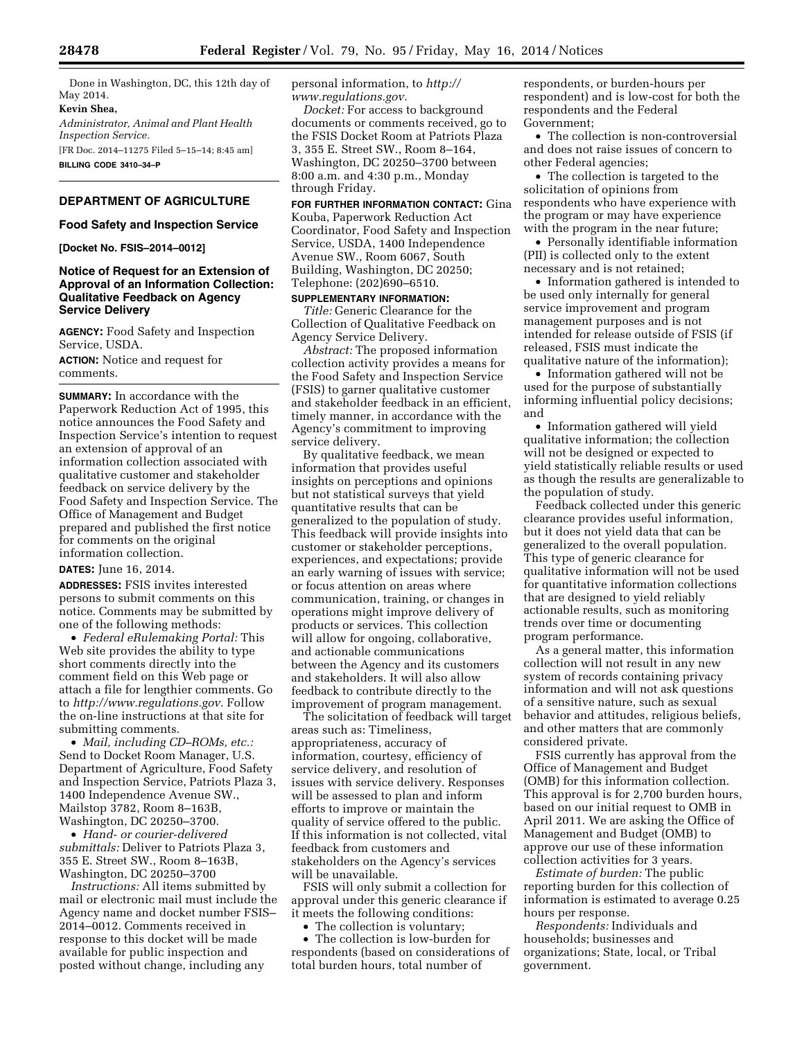Done in Washington, DC, this 12th day of May 2014.

**Kevin Shea,**

*Administrator, Animal and Plant Health Inspection Service.*

[FR Doc. 2014–11275 Filed 5–15–14; 8:45 am]

**BILLING CODE 3410–34–P**

## DEPARTMENT OF AGRICULTURE

### Food Safety and Inspection Service

**[Docket No. FSIS–2014–0012]**

### Notice of Request for an Extension of Approval of an Information Collection: Qualitative Feedback on Agency Service Delivery

**AGENCY:** Food Safety and Inspection Service, USDA.

**ACTION:** Notice and request for comments.

**SUMMARY:** In accordance with the Paperwork Reduction Act of 1995, this notice announces the Food Safety and Inspection Service's intention to request an extension of approval of an information collection associated with qualitative customer and stakeholder feedback on service delivery by the Food Safety and Inspection Service. The Office of Management and Budget prepared and published the first notice for comments on the original information collection.

**DATES:** June 16, 2014.

**ADDRESSES:** FSIS invites interested persons to submit comments on this notice. Comments may be submitted by one of the following methods:

• *Federal eRulemaking Portal:* This Web site provides the ability to type short comments directly into the comment field on this Web page or attach a file for lengthier comments. Go to *http://www.regulations.gov.* Follow the on-line instructions at that site for submitting comments.

• *Mail, including CD–ROMs, etc.:* Send to Docket Room Manager, U.S. Department of Agriculture, Food Safety and Inspection Service, Patriots Plaza 3, 1400 Independence Avenue SW., Mailstop 3782, Room 8–163B, Washington, DC 20250–3700.

• *Hand- or courier-delivered submittals:* Deliver to Patriots Plaza 3, 355 E. Street SW., Room 8–163B, Washington, DC 20250–3700

*Instructions:* All items submitted by mail or electronic mail must include the Agency name and docket number FSIS–2014–0012. Comments received in response to this docket will be made available for public inspection and posted without change, including any personal information, to *http://www.regulations.gov.*

*Docket:* For access to background documents or comments received, go to the FSIS Docket Room at Patriots Plaza 3, 355 E. Street SW., Room 8–164, Washington, DC 20250–3700 between 8:00 a.m. and 4:30 p.m., Monday through Friday.

**FOR FURTHER INFORMATION CONTACT:** Gina Kouba, Paperwork Reduction Act Coordinator, Food Safety and Inspection Service, USDA, 1400 Independence Avenue SW., Room 6067, South Building, Washington, DC 20250; Telephone: (202)690–6510.

**SUPPLEMENTARY INFORMATION:**

*Title:* Generic Clearance for the Collection of Qualitative Feedback on Agency Service Delivery.

*Abstract:* The proposed information collection activity provides a means for the Food Safety and Inspection Service (FSIS) to garner qualitative customer and stakeholder feedback in an efficient, timely manner, in accordance with the Agency's commitment to improving service delivery.

By qualitative feedback, we mean information that provides useful insights on perceptions and opinions but not statistical surveys that yield quantitative results that can be generalized to the population of study. This feedback will provide insights into customer or stakeholder perceptions, experiences, and expectations; provide an early warning of issues with service; or focus attention on areas where communication, training, or changes in operations might improve delivery of products or services. This collection will allow for ongoing, collaborative, and actionable communications between the Agency and its customers and stakeholders. It will also allow feedback to contribute directly to the improvement of program management.

The solicitation of feedback will target areas such as: Timeliness, appropriateness, accuracy of information, courtesy, efficiency of service delivery, and resolution of issues with service delivery. Responses will be assessed to plan and inform efforts to improve or maintain the quality of service offered to the public. If this information is not collected, vital feedback from customers and stakeholders on the Agency's services will be unavailable.

FSIS will only submit a collection for approval under this generic clearance if it meets the following conditions:

• The collection is voluntary;

• The collection is low-burden for respondents (based on considerations of total burden hours, total number of respondents, or burden-hours per respondent) and is low-cost for both the respondents and the Federal Government;

• The collection is non-controversial and does not raise issues of concern to other Federal agencies;

• The collection is targeted to the solicitation of opinions from respondents who have experience with the program or may have experience with the program in the near future;

• Personally identifiable information (PII) is collected only to the extent necessary and is not retained;

• Information gathered is intended to be used only internally for general service improvement and program management purposes and is not intended for release outside of FSIS (if released, FSIS must indicate the qualitative nature of the information);

• Information gathered will not be used for the purpose of substantially informing influential policy decisions; and

• Information gathered will yield qualitative information; the collection will not be designed or expected to yield statistically reliable results or used as though the results are generalizable to the population of study.

Feedback collected under this generic clearance provides useful information, but it does not yield data that can be generalized to the overall population. This type of generic clearance for qualitative information will not be used for quantitative information collections that are designed to yield reliably actionable results, such as monitoring trends over time or documenting program performance.

As a general matter, this information collection will not result in any new system of records containing privacy information and will not ask questions of a sensitive nature, such as sexual behavior and attitudes, religious beliefs, and other matters that are commonly considered private.

FSIS currently has approval from the Office of Management and Budget (OMB) for this information collection. This approval is for 2,700 burden hours, based on our initial request to OMB in April 2011. We are asking the Office of Management and Budget (OMB) to approve our use of these information collection activities for 3 years.

*Estimate of burden:* The public reporting burden for this collection of information is estimated to average 0.25 hours per response.

*Respondents:* Individuals and households; businesses and organizations; State, local, or Tribal government.